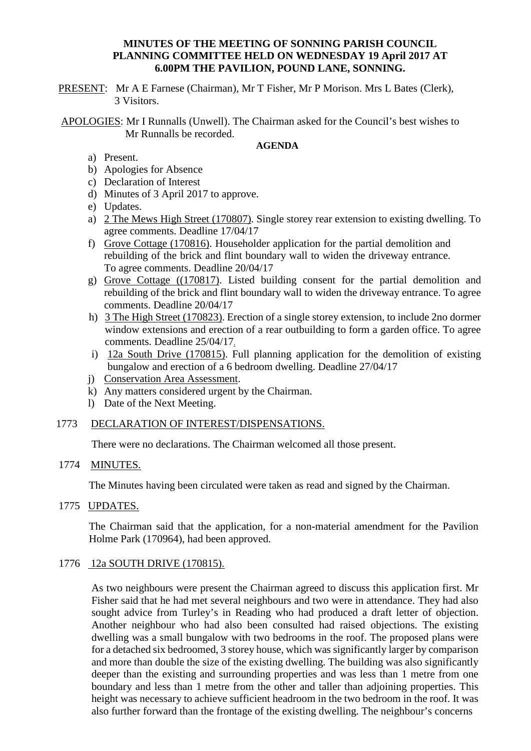**MINUTES OF THE MEETING OF SONNING PARISH COUNCIL PLANNING COMMITTEE HELD ON WEDNESDAY 19 April 2017 AT 6.00PM THE PAVILION, POUND LANE, SONNING.**

PRESENT: Mr A E Farnese (Chairman), Mr T Fisher, Mr P Morison. Mrs L Bates (Clerk), 3 Visitors.

APOLOGIES: Mr I Runnalls (Unwell). The Chairman asked for the Council's best wishes to Mr Runnalls be recorded.

**AGENDA**

a) Present.
b) Apologies for Absence
c) Declaration of Interest
d) Minutes of 3 April 2017 to approve.
e) Updates.
a) 2 The Mews High Street (170807). Single storey rear extension to existing dwelling. To agree comments. Deadline 17/04/17
f) Grove Cottage (170816). Householder application for the partial demolition and rebuilding of the brick and flint boundary wall to widen the driveway entrance. To agree comments. Deadline 20/04/17
g) Grove Cottage ((170817). Listed building consent for the partial demolition and rebuilding of the brick and flint boundary wall to widen the driveway entrance. To agree comments. Deadline 20/04/17
h) 3 The High Street (170823). Erection of a single storey extension, to include 2no dormer window extensions and erection of a rear outbuilding to form a garden office. To agree comments. Deadline 25/04/17.
i) 12a South Drive (170815). Full planning application for the demolition of existing bungalow and erection of a 6 bedroom dwelling. Deadline 27/04/17
j) Conservation Area Assessment.
k) Any matters considered urgent by the Chairman.
l) Date of the Next Meeting.

1773 DECLARATION OF INTEREST/DISPENSATIONS.

There were no declarations. The Chairman welcomed all those present.

1774 MINUTES.

The Minutes having been circulated were taken as read and signed by the Chairman.

1775 UPDATES.

The Chairman said that the application, for a non-material amendment for the Pavilion Holme Park (170964), had been approved.

1776 12a SOUTH DRIVE (170815).

As two neighbours were present the Chairman agreed to discuss this application first. Mr Fisher said that he had met several neighbours and two were in attendance. They had also sought advice from Turley's in Reading who had produced a draft letter of objection. Another neighbour who had also been consulted had raised objections. The existing dwelling was a small bungalow with two bedrooms in the roof. The proposed plans were for a detached six bedroomed, 3 storey house, which was significantly larger by comparison and more than double the size of the existing dwelling. The building was also significantly deeper than the existing and surrounding properties and was less than 1 metre from one boundary and less than 1 metre from the other and taller than adjoining properties. This height was necessary to achieve sufficient headroom in the two bedroom in the roof. It was also further forward than the frontage of the existing dwelling. The neighbour's concerns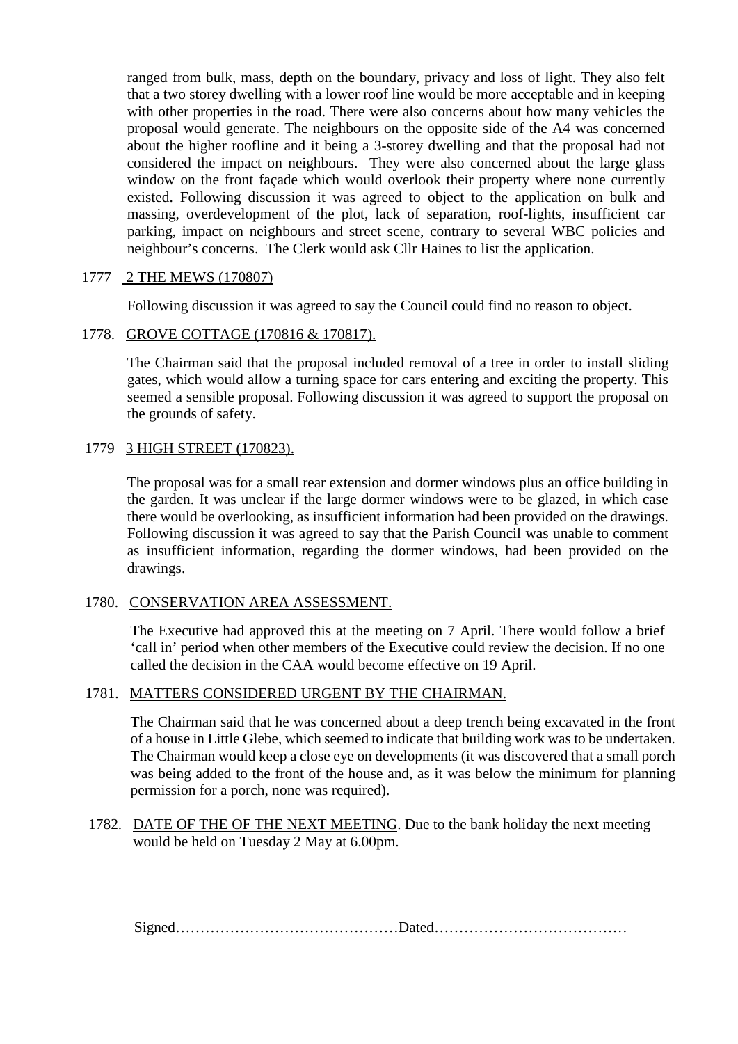ranged from bulk, mass, depth on the boundary, privacy and loss of light. They also felt that a two storey dwelling with a lower roof line would be more acceptable and in keeping with other properties in the road. There were also concerns about how many vehicles the proposal would generate. The neighbours on the opposite side of the A4 was concerned about the higher roofline and it being a 3-storey dwelling and that the proposal had not considered the impact on neighbours. They were also concerned about the large glass window on the front façade which would overlook their property where none currently existed. Following discussion it was agreed to object to the application on bulk and massing, overdevelopment of the plot, lack of separation, roof-lights, insufficient car parking, impact on neighbours and street scene, contrary to several WBC policies and neighbour's concerns. The Clerk would ask Cllr Haines to list the application.

1777 <u>2 THE MEWS (170807)</u>

Following discussion it was agreed to say the Council could find no reason to object.

1778. <u>GROVE COTTAGE (170816 & 170817).</u>

The Chairman said that the proposal included removal of a tree in order to install sliding gates, which would allow a turning space for cars entering and exciting the property. This seemed a sensible proposal. Following discussion it was agreed to support the proposal on the grounds of safety.

1779 <u>3 HIGH STREET (170823).</u>

The proposal was for a small rear extension and dormer windows plus an office building in the garden. It was unclear if the large dormer windows were to be glazed, in which case there would be overlooking, as insufficient information had been provided on the drawings. Following discussion it was agreed to say that the Parish Council was unable to comment as insufficient information, regarding the dormer windows, had been provided on the drawings.

1780. <u>CONSERVATION AREA ASSESSMENT.</u>

The Executive had approved this at the meeting on 7 April. There would follow a brief 'call in' period when other members of the Executive could review the decision. If no one called the decision in the CAA would become effective on 19 April.

1781. <u>MATTERS CONSIDERED URGENT BY THE CHAIRMAN.</u>

The Chairman said that he was concerned about a deep trench being excavated in the front of a house in Little Glebe, which seemed to indicate that building work was to be undertaken. The Chairman would keep a close eye on developments (it was discovered that a small porch was being added to the front of the house and, as it was below the minimum for planning permission for a porch, none was required).

1782. <u>DATE OF THE OF THE NEXT MEETING</u>. Due to the bank holiday the next meeting would be held on Tuesday 2 May at 6.00pm.

Signed………………………………………Dated…………………………………